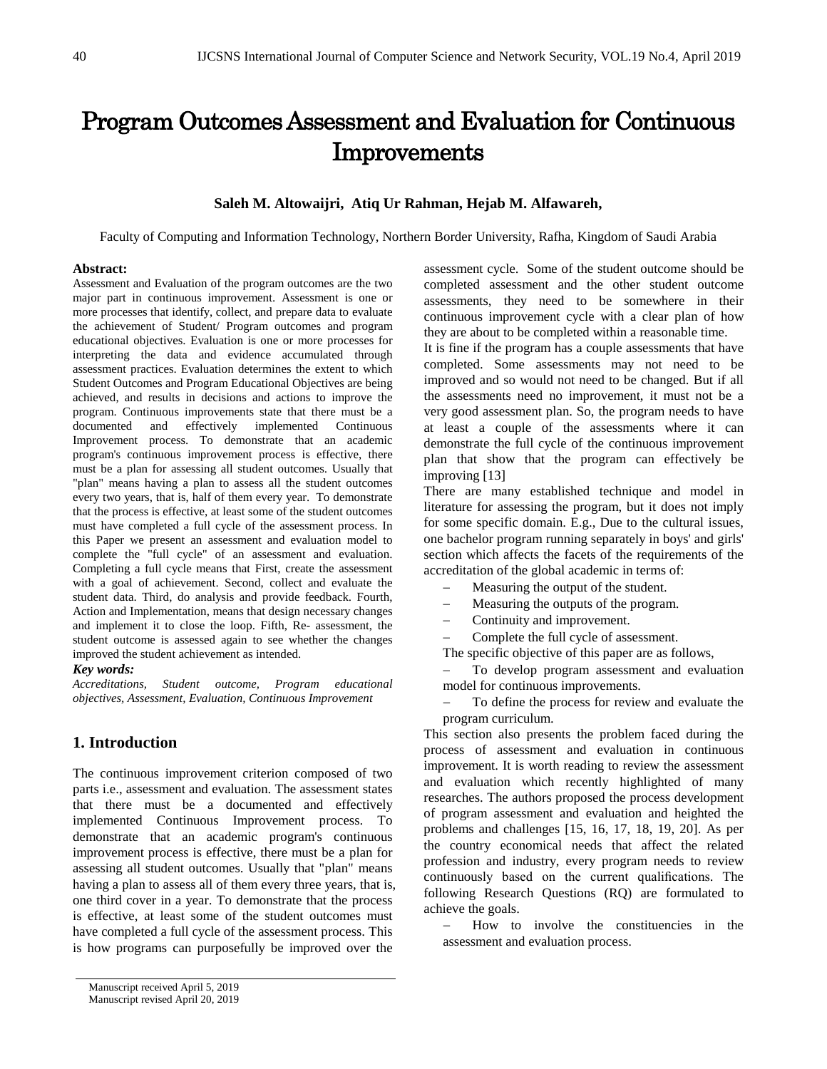# Program Outcomes Assessment and Evaluation for Continuous Improvements

**Saleh M. Altowaijri, Atiq Ur Rahman, Hejab M. Alfawareh,**

Faculty of Computing and Information Technology, Northern Border University, Rafha, Kingdom of Saudi Arabia

**Abstract:**

Assessment and Evaluation of the program outcomes are the two major part in continuous improvement. Assessment is one or more processes that identify, collect, and prepare data to evaluate the achievement of Student/ Program outcomes and program educational objectives. Evaluation is one or more processes for interpreting the data and evidence accumulated through assessment practices. Evaluation determines the extent to which Student Outcomes and Program Educational Objectives are being achieved, and results in decisions and actions to improve the program. Continuous improvements state that there must be a documented and effectively implemented Continuous Improvement process. To demonstrate that an academic program's continuous improvement process is effective, there must be a plan for assessing all student outcomes. Usually that "plan" means having a plan to assess all the student outcomes every two years, that is, half of them every year. To demonstrate that the process is effective, at least some of the student outcomes must have completed a full cycle of the assessment process. In this Paper we present an assessment and evaluation model to complete the "full cycle" of an assessment and evaluation. Completing a full cycle means that First, create the assessment with a goal of achievement. Second, collect and evaluate the student data. Third, do analysis and provide feedback. Fourth, Action and Implementation, means that design necessary changes and implement it to close the loop. Fifth, Re- assessment, the student outcome is assessed again to see whether the changes improved the student achievement as intended.

***Key words:***

*Accreditations, Student outcome, Program educational objectives, Assessment, Evaluation, Continuous Improvement*

## 1. Introduction

The continuous improvement criterion composed of two parts i.e., assessment and evaluation. The assessment states that there must be a documented and effectively implemented Continuous Improvement process. To demonstrate that an academic program's continuous improvement process is effective, there must be a plan for assessing all student outcomes. Usually that "plan" means having a plan to assess all of them every three years, that is, one third cover in a year. To demonstrate that the process is effective, at least some of the student outcomes must have completed a full cycle of the assessment process. This is how programs can purposefully be improved over the assessment cycle. Some of the student outcome should be completed assessment and the other student outcome assessments, they need to be somewhere in their continuous improvement cycle with a clear plan of how they are about to be completed within a reasonable time.

It is fine if the program has a couple assessments that have completed. Some assessments may not need to be improved and so would not need to be changed. But if all the assessments need no improvement, it must not be a very good assessment plan. So, the program needs to have at least a couple of the assessments where it can demonstrate the full cycle of the continuous improvement plan that show that the program can effectively be improving [13]

There are many established technique and model in literature for assessing the program, but it does not imply for some specific domain. E.g., Due to the cultural issues, one bachelor program running separately in boys' and girls' section which affects the facets of the requirements of the accreditation of the global academic in terms of:

- Measuring the output of the student.
- Measuring the outputs of the program.
- Continuity and improvement.
- Complete the full cycle of assessment.

The specific objective of this paper are as follows,

- To develop program assessment and evaluation model for continuous improvements.
- To define the process for review and evaluate the program curriculum.

This section also presents the problem faced during the process of assessment and evaluation in continuous improvement. It is worth reading to review the assessment and evaluation which recently highlighted of many researches. The authors proposed the process development of program assessment and evaluation and heighted the problems and challenges [15, 16, 17, 18, 19, 20]. As per the country economical needs that affect the related profession and industry, every program needs to review continuously based on the current qualifications. The following Research Questions (RQ) are formulated to achieve the goals.

- How to involve the constituencies in the assessment and evaluation process.

Manuscript received April 5, 2019
Manuscript revised April 20, 2019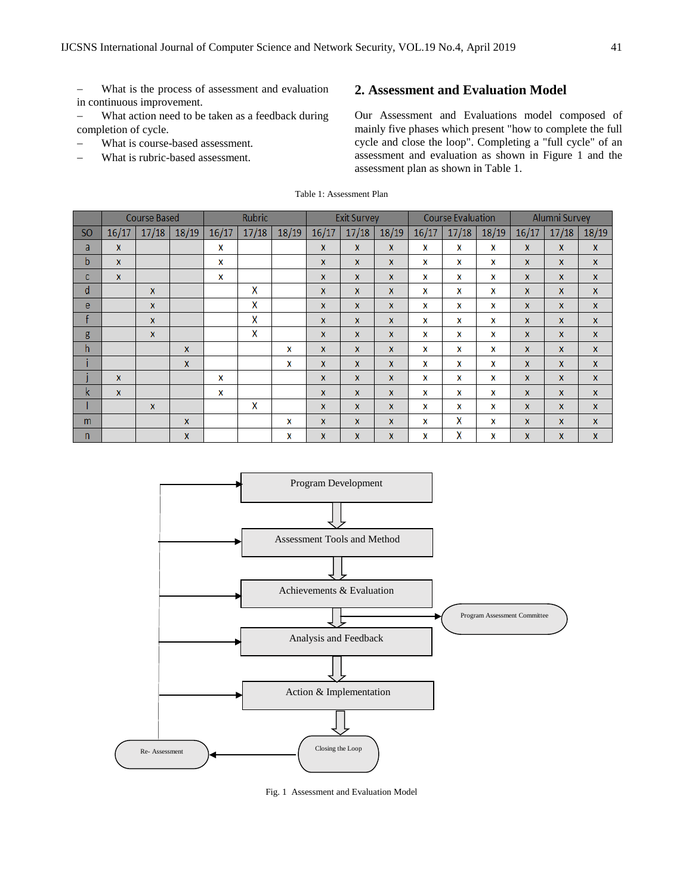- What is the process of assessment and evaluation in continuous improvement.
- What action need to be taken as a feedback during completion of cycle.
- What is course-based assessment.
- What is rubric-based assessment.

## 2. Assessment and Evaluation Model

Our Assessment and Evaluations model composed of mainly five phases which present "how to complete the full cycle and close the loop". Completing a "full cycle" of an assessment and evaluation as shown in Figure 1 and the assessment plan as shown in Table 1.

Table 1: Assessment Plan

| | Course Based | | | Rubric | | | Exit Survey | | | Course Evaluation | | | Alumni Survey | | |
|---|---|---|---|---|---|---|---|---|---|---|---|---|---|---|---|
| SO | 16/17 | 17/18 | 18/19 | 16/17 | 17/18 | 18/19 | 16/17 | 17/18 | 18/19 | 16/17 | 17/18 | 18/19 | 16/17 | 17/18 | 18/19 |
| a | x | | | x | | | x | x | x | x | x | x | x | x | x |
| b | x | | | x | | | x | x | x | x | x | x | x | x | x |
| c | x | | | x | | | x | x | x | x | x | x | x | x | x |
| d | | x | | | X | | x | x | x | x | x | x | x | x | x |
| e | | x | | | X | | x | x | x | x | x | x | x | x | x |
| f | | x | | | X | | x | x | x | x | x | x | x | x | x |
| g | | x | | | X | | x | x | x | x | x | x | x | x | x |
| h | | | x | | | x | x | x | x | x | x | x | x | x | x |
| i | | | x | | | x | x | x | x | x | x | x | x | x | x |
| j | x | | | x | | | x | x | x | x | x | x | x | x | x |
| k | x | | | x | | | x | x | x | x | x | x | x | x | x |
| l | | x | | | X | | x | x | x | x | x | x | x | x | x |
| m | | | x | | | x | x | x | x | x | X | x | x | x | x |
| n | | | x | | | x | x | x | x | x | X | x | x | x | x |

Fig. 1 Assessment and Evaluation Model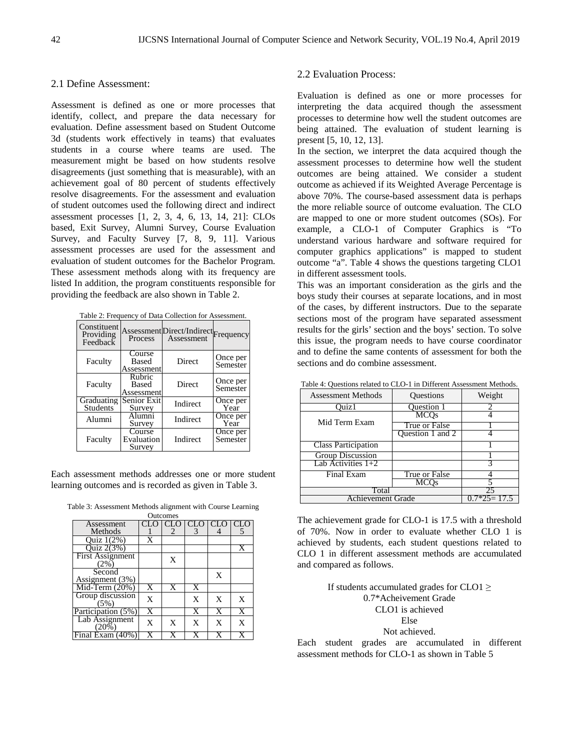## 2.1 Define Assessment:

Assessment is defined as one or more processes that identify, collect, and prepare the data necessary for evaluation. Define assessment based on Student Outcome 3d (students work effectively in teams) that evaluates students in a course where teams are used. The measurement might be based on how students resolve disagreements (just something that is measurable), with an achievement goal of 80 percent of students effectively resolve disagreements. For the assessment and evaluation of student outcomes used the following direct and indirect assessment processes [1, 2, 3, 4, 6, 13, 14, 21]: CLOs based, Exit Survey, Alumni Survey, Course Evaluation Survey, and Faculty Survey [7, 8, 9, 11]. Various assessment processes are used for the assessment and evaluation of student outcomes for the Bachelor Program. These assessment methods along with its frequency are listed In addition, the program constituents responsible for providing the feedback are also shown in Table 2.

Table 2: Frequency of Data Collection for Assessment.

| Constituent Providing Feedback | Assessment Process | Direct/Indirect Assessment | Frequency |
|---|---|---|---|
| Faculty | Course Based Assessment | Direct | Once per Semester |
| Faculty | Rubric Based Assessment | Direct | Once per Semester |
| Graduating Students | Senior Exit Survey | Indirect | Once per Year |
| Alumni | Alumni Survey | Indirect | Once per Year |
| Faculty | Course Evaluation Survey | Indirect | Once per Semester |

Each assessment methods addresses one or more student learning outcomes and is recorded as given in Table 3.

Table 3: Assessment Methods alignment with Course Learning Outcomes

| Assessment Methods | CLO 1 | CLO 2 | CLO 3 | CLO 4 | CLO 5 |
|---|---|---|---|---|---|
| Quiz 1(2%) | X | | | | |
| Quiz 2(3%) | | | | | X |
| First Assignment (2%) | | X | | | |
| Second Assignment (3%) | | | | X | |
| Mid-Term (20%) | X | X | X | | |
| Group discussion (5%) | X | | X | X | X |
| Participation (5%) | X | | X | X | X |
| Lab Assignment (20%) | X | X | X | X | X |
| Final Exam (40%) | X | X | X | X | X |

## 2.2 Evaluation Process:

Evaluation is defined as one or more processes for interpreting the data acquired though the assessment processes to determine how well the student outcomes are being attained. The evaluation of student learning is present [5, 10, 12, 13].

In the section, we interpret the data acquired though the assessment processes to determine how well the student outcomes are being attained. We consider a student outcome as achieved if its Weighted Average Percentage is above 70%. The course-based assessment data is perhaps the more reliable source of outcome evaluation. The CLO are mapped to one or more student outcomes (SOs). For example, a CLO-1 of Computer Graphics is "To understand various hardware and software required for computer graphics applications" is mapped to student outcome "a". Table 4 shows the questions targeting CLO1 in different assessment tools.

This was an important consideration as the girls and the boys study their courses at separate locations, and in most of the cases, by different instructors. Due to the separate sections most of the program have separated assessment results for the girls' section and the boys' section. To solve this issue, the program needs to have course coordinator and to define the same contents of assessment for both the sections and do combine assessment.

Table 4: Questions related to CLO-1 in Different Assessment Methods.

| Assessment Methods | Questions | Weight |
|---|---|---|
| Quiz1 | Question 1 | 2 |
| Mid Term Exam | MCQs | 4 |
| | True or False | 1 |
| | Question 1 and 2 | 4 |
| Class Participation | | 1 |
| Group Discussion | | 1 |
| Lab Activities 1+2 | | 3 |
| Final Exam | True or False | 4 |
| | MCQs | 5 |
| Total | | 25 |
| Achievement Grade | | 0.7*25= 17.5 |

The achievement grade for CLO-1 is 17.5 with a threshold of 70%. Now in order to evaluate whether CLO 1 is achieved by students, each student questions related to CLO 1 in different assessment methods are accumulated and compared as follows.

If students accumulated grades for CLO1 ≥ 0.7*Acheivement Grade
CLO1 is achieved
Else
Not achieved.

Each student grades are accumulated in different assessment methods for CLO-1 as shown in Table 5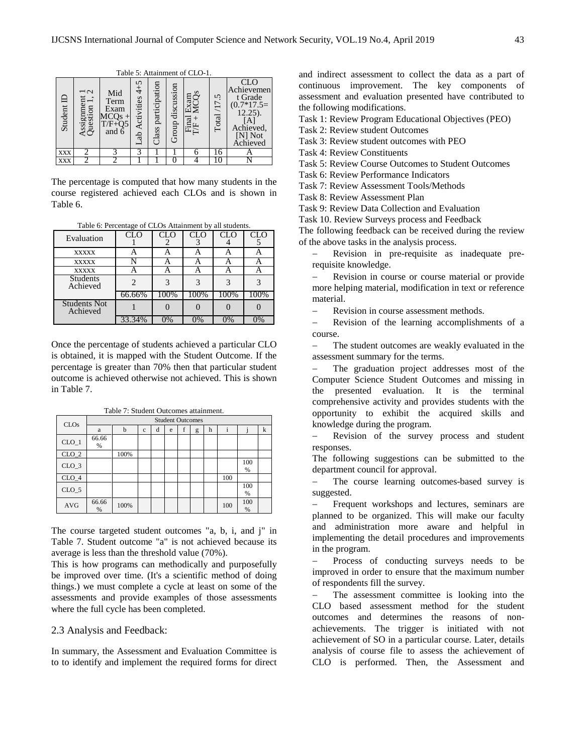Table 5: Attainment of CLO-1.

| Student ID | Assignment 1 Question 1, 2 | Mid Term Exam MCQs + T/F+Q5 and 6 | Lab Activities 4+5 | Class participation | Group discussion | Final Exam T/F + MCQs | Total /17.5 | CLO Achievement Grade (0.7*17.5= 12.25). [A] Achieved, [N] Not Achieved |
|---|---|---|---|---|---|---|---|---|
| xxx | 2 | 3 | 3 | 1 | 1 | 6 | 16 | A |
| xxx | 2 | 2 | 1 | 1 | 0 | 4 | 10 | N |

The percentage is computed that how many students in the course registered achieved each CLOs and is shown in Table 6.

Table 6: Percentage of CLOs Attainment by all students.

| Evaluation | CLO 1 | CLO 2 | CLO 3 | CLO 4 | CLO 5 |
|---|---|---|---|---|---|
| xxxxx | A | A | A | A | A |
| xxxxx | N | A | A | A | A |
| xxxxx | A | A | A | A | A |
| Students Achieved | 2 | 3 | 3 | 3 | 3 |
| | 66.66% | 100% | 100% | 100% | 100% |
| Students Not Achieved | 1 | 0 | 0 | 0 | 0 |
| | 33.34% | 0% | 0% | 0% | 0% |

Once the percentage of students achieved a particular CLO is obtained, it is mapped with the Student Outcome. If the percentage is greater than 70% then that particular student outcome is achieved otherwise not achieved. This is shown in Table 7.

Table 7: Student Outcomes attainment.

| CLOs | Student Outcomes | | | | | | | | | | |
|---|---|---|---|---|---|---|---|---|---|---|---|
| | a | b | c | d | e | f | g | h | i | j | k |
| CLO_1 | 66.66 % | | | | | | | | | | |
| CLO_2 | | 100% | | | | | | | | | |
| CLO_3 | | | | | | | | | | 100 % | |
| CLO_4 | | | | | | | | | 100 | | |
| CLO_5 | | | | | | | | | | 100 % | |
| AVG | 66.66 % | 100% | | | | | | | 100 | 100 % | |

The course targeted student outcomes "a, b, i, and j" in Table 7. Student outcome "a" is not achieved because its average is less than the threshold value (70%).

This is how programs can methodically and purposefully be improved over time. (It's a scientific method of doing things.) we must complete a cycle at least on some of the assessments and provide examples of those assessments where the full cycle has been completed.

## 2.3 Analysis and Feedback:

In summary, the Assessment and Evaluation Committee is to to identify and implement the required forms for direct and indirect assessment to collect the data as a part of continuous improvement. The key components of assessment and evaluation presented have contributed to the following modifications.

Task 1: Review Program Educational Objectives (PEO)
Task 2: Review student Outcomes
Task 3: Review student outcomes with PEO
Task 4: Review Constituents
Task 5: Review Course Outcomes to Student Outcomes
Task 6: Review Performance Indicators
Task 7: Review Assessment Tools/Methods
Task 8: Review Assessment Plan
Task 9: Review Data Collection and Evaluation
Task 10. Review Surveys process and Feedback

The following feedback can be received during the review of the above tasks in the analysis process.

- Revision in pre-requisite as inadequate pre-requisite knowledge.
- Revision in course or course material or provide more helping material, modification in text or reference material.
- Revision in course assessment methods.
- Revision of the learning accomplishments of a course.
- The student outcomes are weakly evaluated in the assessment summary for the terms.
- The graduation project addresses most of the Computer Science Student Outcomes and missing in the presented evaluation. It is the terminal comprehensive activity and provides students with the opportunity to exhibit the acquired skills and knowledge during the program.
- Revision of the survey process and student responses.

The following suggestions can be submitted to the department council for approval.

- The course learning outcomes-based survey is suggested.
- Frequent workshops and lectures, seminars are planned to be organized. This will make our faculty and administration more aware and helpful in implementing the detail procedures and improvements in the program.
- Process of conducting surveys needs to be improved in order to ensure that the maximum number of respondents fill the survey.
- The assessment committee is looking into the CLO based assessment method for the student outcomes and determines the reasons of non-achievements. The trigger is initiated with not achievement of SO in a particular course. Later, details analysis of course file to assess the achievement of CLO is performed. Then, the Assessment and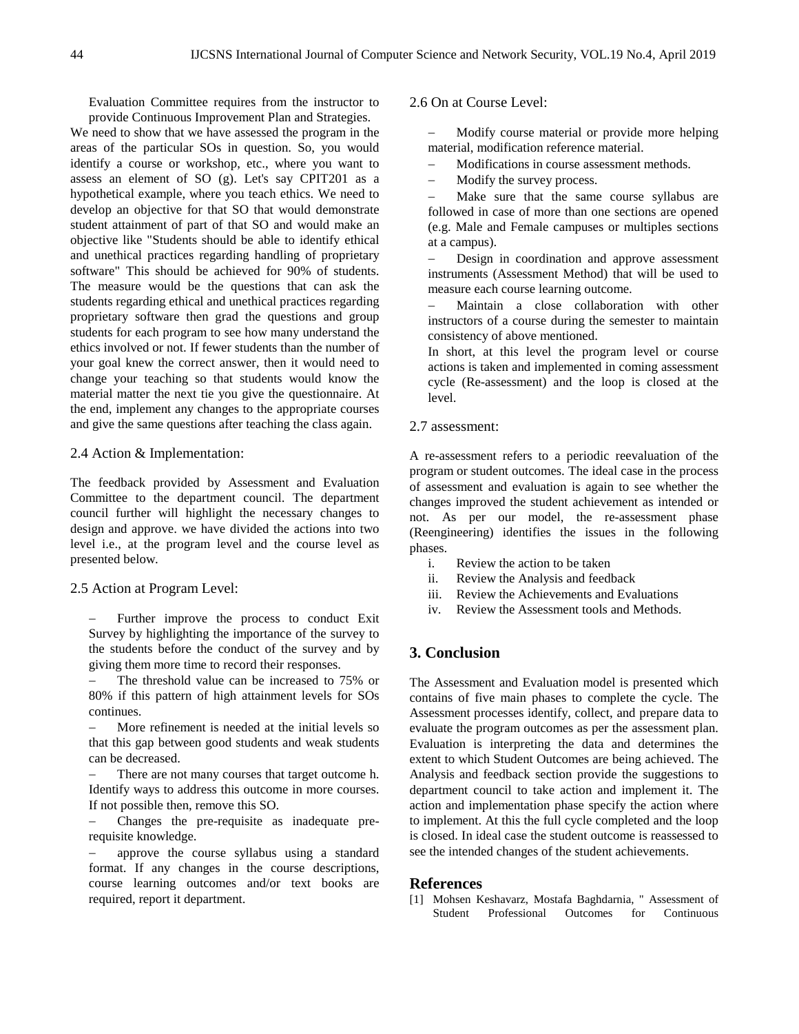Evaluation Committee requires from the instructor to provide Continuous Improvement Plan and Strategies.

We need to show that we have assessed the program in the areas of the particular SOs in question. So, you would identify a course or workshop, etc., where you want to assess an element of SO (g). Let's say CPIT201 as a hypothetical example, where you teach ethics. We need to develop an objective for that SO that would demonstrate student attainment of part of that SO and would make an objective like "Students should be able to identify ethical and unethical practices regarding handling of proprietary software" This should be achieved for 90% of students. The measure would be the questions that can ask the students regarding ethical and unethical practices regarding proprietary software then grad the questions and group students for each program to see how many understand the ethics involved or not. If fewer students than the number of your goal knew the correct answer, then it would need to change your teaching so that students would know the material matter the next tie you give the questionnaire. At the end, implement any changes to the appropriate courses and give the same questions after teaching the class again.

### 2.4 Action & Implementation:

The feedback provided by Assessment and Evaluation Committee to the department council. The department council further will highlight the necessary changes to design and approve. we have divided the actions into two level i.e., at the program level and the course level as presented below.

### 2.5 Action at Program Level:

- Further improve the process to conduct Exit Survey by highlighting the importance of the survey to the students before the conduct of the survey and by giving them more time to record their responses.
- The threshold value can be increased to 75% or 80% if this pattern of high attainment levels for SOs continues.
- More refinement is needed at the initial levels so that this gap between good students and weak students can be decreased.
- There are not many courses that target outcome h. Identify ways to address this outcome in more courses. If not possible then, remove this SO.
- Changes the pre-requisite as inadequate pre-requisite knowledge.
- approve the course syllabus using a standard format. If any changes in the course descriptions, course learning outcomes and/or text books are required, report it department.

### 2.6 On at Course Level:

- Modify course material or provide more helping material, modification reference material.
- Modifications in course assessment methods.
- Modify the survey process.
- Make sure that the same course syllabus are followed in case of more than one sections are opened (e.g. Male and Female campuses or multiples sections at a campus).
- Design in coordination and approve assessment instruments (Assessment Method) that will be used to measure each course learning outcome.
- Maintain a close collaboration with other instructors of a course during the semester to maintain consistency of above mentioned.

In short, at this level the program level or course actions is taken and implemented in coming assessment cycle (Re-assessment) and the loop is closed at the level.

### 2.7 assessment:

A re-assessment refers to a periodic reevaluation of the program or student outcomes. The ideal case in the process of assessment and evaluation is again to see whether the changes improved the student achievement as intended or not. As per our model, the re-assessment phase (Reengineering) identifies the issues in the following phases.

i. Review the action to be taken
ii. Review the Analysis and feedback
iii. Review the Achievements and Evaluations
iv. Review the Assessment tools and Methods.

## 3. Conclusion

The Assessment and Evaluation model is presented which contains of five main phases to complete the cycle. The Assessment processes identify, collect, and prepare data to evaluate the program outcomes as per the assessment plan. Evaluation is interpreting the data and determines the extent to which Student Outcomes are being achieved. The Analysis and feedback section provide the suggestions to department council to take action and implement it. The action and implementation phase specify the action where to implement. At this the full cycle completed and the loop is closed. In ideal case the student outcome is reassessed to see the intended changes of the student achievements.

## References

[1] Mohsen Keshavarz, Mostafa Baghdarnia, " Assessment of Student Professional Outcomes for Continuous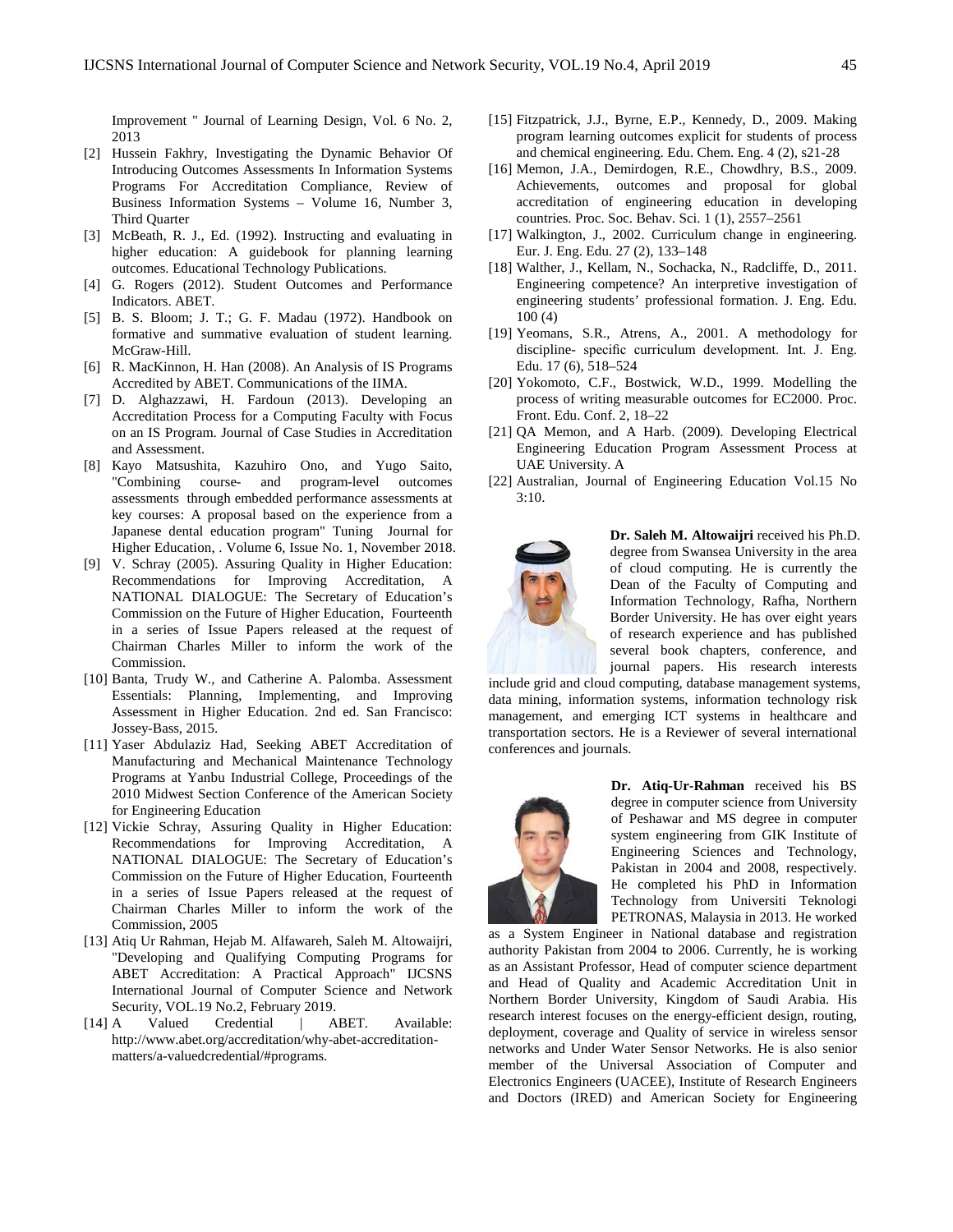Improvement " Journal of Learning Design, Vol. 6 No. 2, 2013

[2] Hussein Fakhry, Investigating the Dynamic Behavior Of Introducing Outcomes Assessments In Information Systems Programs For Accreditation Compliance, Review of Business Information Systems – Volume 16, Number 3, Third Quarter

[3] McBeath, R. J., Ed. (1992). Instructing and evaluating in higher education: A guidebook for planning learning outcomes. Educational Technology Publications.

[4] G. Rogers (2012). Student Outcomes and Performance Indicators. ABET.

[5] B. S. Bloom; J. T.; G. F. Madau (1972). Handbook on formative and summative evaluation of student learning. McGraw-Hill.

[6] R. MacKinnon, H. Han (2008). An Analysis of IS Programs Accredited by ABET. Communications of the IIMA.

[7] D. Alghazzawi, H. Fardoun (2013). Developing an Accreditation Process for a Computing Faculty with Focus on an IS Program. Journal of Case Studies in Accreditation and Assessment.

[8] Kayo Matsushita, Kazuhiro Ono, and Yugo Saito, "Combining course- and program-level outcomes assessments through embedded performance assessments at key courses: A proposal based on the experience from a Japanese dental education program" Tuning Journal for Higher Education, . Volume 6, Issue No. 1, November 2018.

[9] V. Schray (2005). Assuring Quality in Higher Education: Recommendations for Improving Accreditation, A NATIONAL DIALOGUE: The Secretary of Education's Commission on the Future of Higher Education, Fourteenth in a series of Issue Papers released at the request of Chairman Charles Miller to inform the work of the Commission.

[10] Banta, Trudy W., and Catherine A. Palomba. Assessment Essentials: Planning, Implementing, and Improving Assessment in Higher Education. 2nd ed. San Francisco: Jossey-Bass, 2015.

[11] Yaser Abdulaziz Had, Seeking ABET Accreditation of Manufacturing and Mechanical Maintenance Technology Programs at Yanbu Industrial College, Proceedings of the 2010 Midwest Section Conference of the American Society for Engineering Education

[12] Vickie Schray, Assuring Quality in Higher Education: Recommendations for Improving Accreditation, A NATIONAL DIALOGUE: The Secretary of Education's Commission on the Future of Higher Education, Fourteenth in a series of Issue Papers released at the request of Chairman Charles Miller to inform the work of the Commission, 2005

[13] Atiq Ur Rahman, Hejab M. Alfawareh, Saleh M. Altowaijri, "Developing and Qualifying Computing Programs for ABET Accreditation: A Practical Approach" IJCSNS International Journal of Computer Science and Network Security, VOL.19 No.2, February 2019.

[14] A Valued Credential | ABET. Available: http://www.abet.org/accreditation/why-abet-accreditation-matters/a-valuedcredential/#programs.

[15] Fitzpatrick, J.J., Byrne, E.P., Kennedy, D., 2009. Making program learning outcomes explicit for students of process and chemical engineering. Edu. Chem. Eng. 4 (2), s21-28

[16] Memon, J.A., Demirdogen, R.E., Chowdhry, B.S., 2009. Achievements, outcomes and proposal for global accreditation of engineering education in developing countries. Proc. Soc. Behav. Sci. 1 (1), 2557–2561

[17] Walkington, J., 2002. Curriculum change in engineering. Eur. J. Eng. Edu. 27 (2), 133–148

[18] Walther, J., Kellam, N., Sochacka, N., Radcliffe, D., 2011. Engineering competence? An interpretive investigation of engineering students' professional formation. J. Eng. Edu. 100 (4)

[19] Yeomans, S.R., Atrens, A., 2001. A methodology for discipline- specific curriculum development. Int. J. Eng. Edu. 17 (6), 518–524

[20] Yokomoto, C.F., Bostwick, W.D., 1999. Modelling the process of writing measurable outcomes for EC2000. Proc. Front. Edu. Conf. 2, 18–22

[21] QA Memon, and A Harb. (2009). Developing Electrical Engineering Education Program Assessment Process at UAE University. A

[22] Australian, Journal of Engineering Education Vol.15 No 3:10.

**Dr. Saleh M. Altowaijri** received his Ph.D. degree from Swansea University in the area of cloud computing. He is currently the Dean of the Faculty of Computing and Information Technology, Rafha, Northern Border University. He has over eight years of research experience and has published several book chapters, conference, and journal papers. His research interests include grid and cloud computing, database management systems, data mining, information systems, information technology risk management, and emerging ICT systems in healthcare and transportation sectors. He is a Reviewer of several international conferences and journals.

**Dr. Atiq-Ur-Rahman** received his BS degree in computer science from University of Peshawar and MS degree in computer system engineering from GIK Institute of Engineering Sciences and Technology, Pakistan in 2004 and 2008, respectively. He completed his PhD in Information Technology from Universiti Teknologi PETRONAS, Malaysia in 2013. He worked as a System Engineer in National database and registration authority Pakistan from 2004 to 2006. Currently, he is working as an Assistant Professor, Head of computer science department and Head of Quality and Academic Accreditation Unit in Northern Border University, Kingdom of Saudi Arabia. His research interest focuses on the energy-efficient design, routing, deployment, coverage and Quality of service in wireless sensor networks and Under Water Sensor Networks. He is also senior member of the Universal Association of Computer and Electronics Engineers (UACEE), Institute of Research Engineers and Doctors (IRED) and American Society for Engineering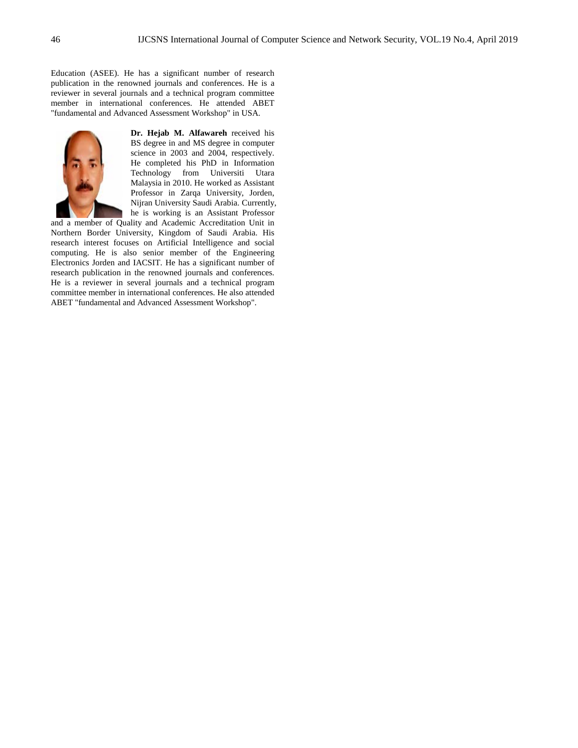Education (ASEE). He has a significant number of research publication in the renowned journals and conferences. He is a reviewer in several journals and a technical program committee member in international conferences. He attended ABET "fundamental and Advanced Assessment Workshop" in USA.

**Dr. Hejab M. Alfawareh** received his BS degree in and MS degree in computer science in 2003 and 2004, respectively. He completed his PhD in Information Technology from Universiti Utara Malaysia in 2010. He worked as Assistant Professor in Zarqa University, Jorden, Nijran University Saudi Arabia. Currently, he is working is an Assistant Professor and a member of Quality and Academic Accreditation Unit in Northern Border University, Kingdom of Saudi Arabia. His research interest focuses on Artificial Intelligence and social computing. He is also senior member of the Engineering Electronics Jorden and IACSIT. He has a significant number of research publication in the renowned journals and conferences. He is a reviewer in several journals and a technical program committee member in international conferences. He also attended ABET "fundamental and Advanced Assessment Workshop".